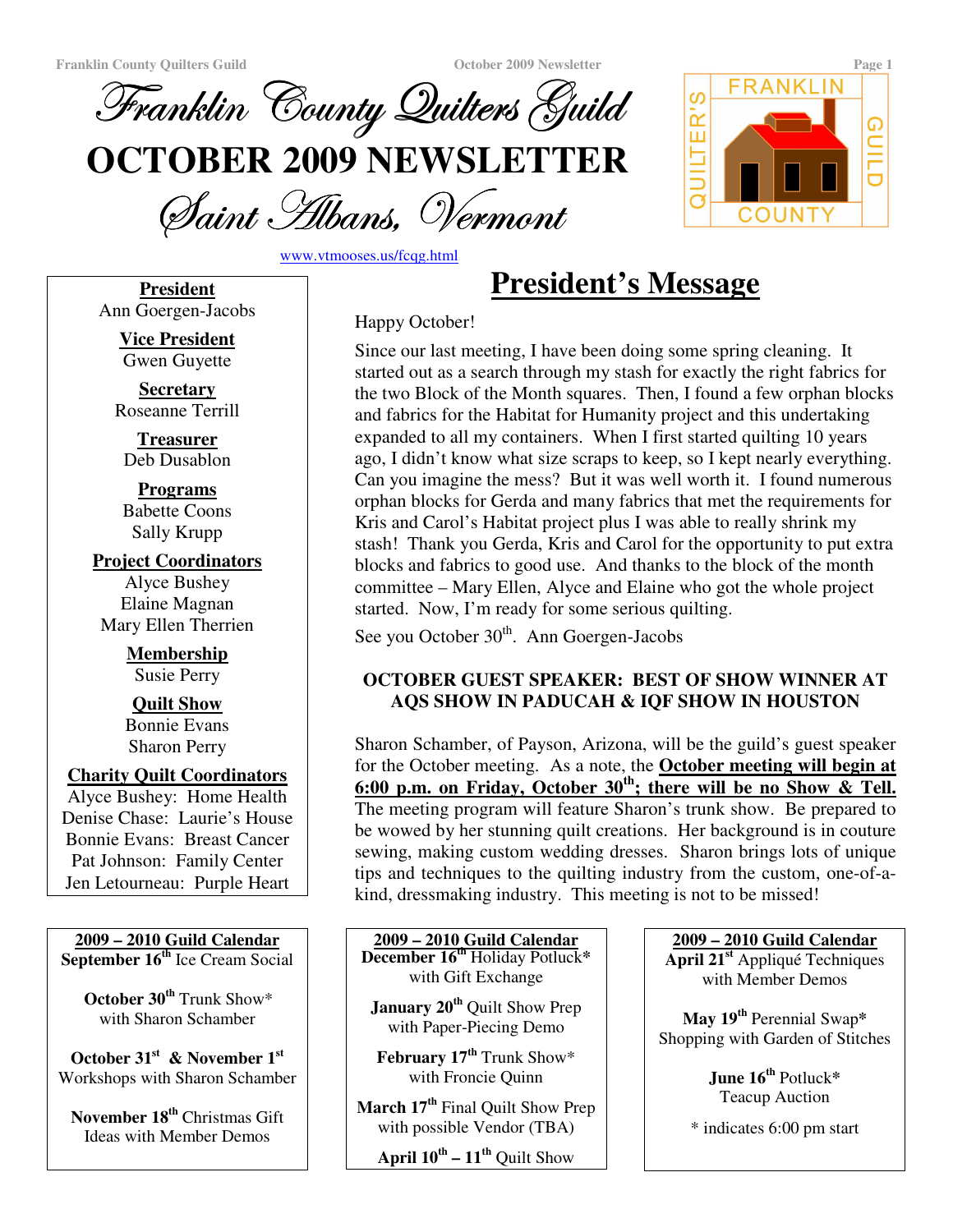# Franklin County Quilters Guild

# OCTOBER 2009 NEWSLETTER

## Saint Albans, Vermont

www.vtmooses.us/fcqg.html

**President**
Ann Goergen-Jacobs

**Vice President**
Gwen Guyette

**Secretary**
Roseanne Terrill

**Treasurer**
Deb Dusablon

**Programs**
Babette Coons
Sally Krupp

**Project Coordinators**
Alyce Bushey
Elaine Magnan
Mary Ellen Therrien

**Membership**
Susie Perry

**Quilt Show**
Bonnie Evans
Sharon Perry

**Charity Quilt Coordinators**
Alyce Bushey: Home Health
Denise Chase: Laurie's House
Bonnie Evans: Breast Cancer
Pat Johnson: Family Center
Jen Letourneau: Purple Heart

## President's Message

Happy October!

Since our last meeting, I have been doing some spring cleaning. It started out as a search through my stash for exactly the right fabrics for the two Block of the Month squares. Then, I found a few orphan blocks and fabrics for the Habitat for Humanity project and this undertaking expanded to all my containers. When I first started quilting 10 years ago, I didn't know what size scraps to keep, so I kept nearly everything. Can you imagine the mess? But it was well worth it. I found numerous orphan blocks for Gerda and many fabrics that met the requirements for Kris and Carol's Habitat project plus I was able to really shrink my stash! Thank you Gerda, Kris and Carol for the opportunity to put extra blocks and fabrics to good use. And thanks to the block of the month committee – Mary Ellen, Alyce and Elaine who got the whole project started. Now, I'm ready for some serious quilting.

See you October 30th. Ann Goergen-Jacobs

### OCTOBER GUEST SPEAKER: BEST OF SHOW WINNER AT AQS SHOW IN PADUCAH & IQF SHOW IN HOUSTON

Sharon Schamber, of Payson, Arizona, will be the guild's guest speaker for the October meeting. As a note, the **October meeting will begin at 6:00 p.m. on Friday, October 30th; there will be no Show & Tell.** The meeting program will feature Sharon's trunk show. Be prepared to be wowed by her stunning quilt creations. Her background is in couture sewing, making custom wedding dresses. Sharon brings lots of unique tips and techniques to the quilting industry from the custom, one-of-a-kind, dressmaking industry. This meeting is not to be missed!

**2009 – 2010 Guild Calendar**

**September 16th** Ice Cream Social

**October 30th** Trunk Show* with Sharon Schamber

**October 31st & November 1st** Workshops with Sharon Schamber

**November 18th** Christmas Gift Ideas with Member Demos

**December 16th** Holiday Potluck* with Gift Exchange

**January 20th** Quilt Show Prep with Paper-Piecing Demo

**February 17th** Trunk Show* with Froncie Quinn

**March 17th** Final Quilt Show Prep with possible Vendor (TBA)

**April 10th – 11th** Quilt Show

**April 21st** Appliqué Techniques with Member Demos

**May 19th** Perennial Swap* Shopping with Garden of Stitches

**June 16th** Potluck* Teacup Auction

* indicates 6:00 pm start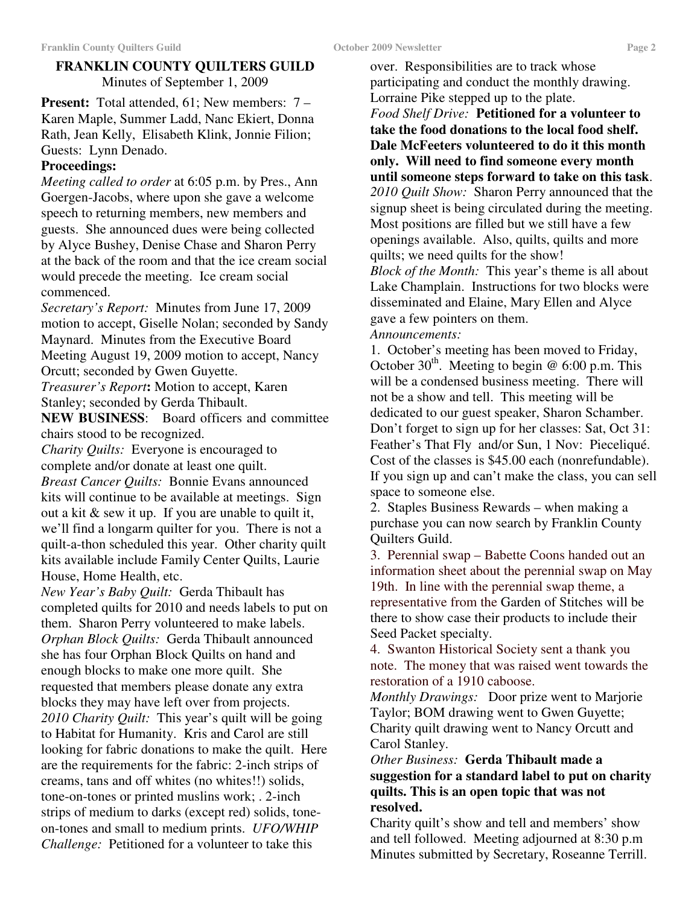## FRANKLIN COUNTY QUILTERS GUILD

Minutes of September 1, 2009

**Present:** Total attended, 61; New members: 7 – Karen Maple, Summer Ladd, Nanc Ekiert, Donna Rath, Jean Kelly, Elisabeth Klink, Jonnie Filion; Guests: Lynn Denado.

**Proceedings:**

*Meeting called to order* at 6:05 p.m. by Pres., Ann Goergen-Jacobs, where upon she gave a welcome speech to returning members, new members and guests. She announced dues were being collected by Alyce Bushey, Denise Chase and Sharon Perry at the back of the room and that the ice cream social would precede the meeting. Ice cream social commenced.

*Secretary's Report:* Minutes from June 17, 2009 motion to accept, Giselle Nolan; seconded by Sandy Maynard. Minutes from the Executive Board Meeting August 19, 2009 motion to accept, Nancy Orcutt; seconded by Gwen Guyette.

*Treasurer's Report***:** Motion to accept, Karen Stanley; seconded by Gerda Thibault.

**NEW BUSINESS**: Board officers and committee chairs stood to be recognized.

*Charity Quilts:* Everyone is encouraged to complete and/or donate at least one quilt.

*Breast Cancer Quilts:* Bonnie Evans announced kits will continue to be available at meetings. Sign out a kit & sew it up. If you are unable to quilt it, we'll find a longarm quilter for you. There is not a quilt-a-thon scheduled this year. Other charity quilt kits available include Family Center Quilts, Laurie House, Home Health, etc.

*New Year's Baby Quilt:* Gerda Thibault has completed quilts for 2010 and needs labels to put on them. Sharon Perry volunteered to make labels.

*Orphan Block Quilts:* Gerda Thibault announced she has four Orphan Block Quilts on hand and enough blocks to make one more quilt. She requested that members please donate any extra blocks they may have left over from projects.

*2010 Charity Quilt:* This year's quilt will be going to Habitat for Humanity. Kris and Carol are still looking for fabric donations to make the quilt. Here are the requirements for the fabric: 2-inch strips of creams, tans and off whites (no whites!!) solids, tone-on-tones or printed muslins work; . 2-inch strips of medium to darks (except red) solids, tone-on-tones and small to medium prints. *UFO/WHIP Challenge:* Petitioned for a volunteer to take this over. Responsibilities are to track whose participating and conduct the monthly drawing. Lorraine Pike stepped up to the plate.

*Food Shelf Drive:* **Petitioned for a volunteer to take the food donations to the local food shelf. Dale McFeeters volunteered to do it this month only. Will need to find someone every month until someone steps forward to take on this task**.

*2010 Quilt Show:* Sharon Perry announced that the signup sheet is being circulated during the meeting. Most positions are filled but we still have a few openings available. Also, quilts, quilts and more quilts; we need quilts for the show!

*Block of the Month:* This year's theme is all about Lake Champlain. Instructions for two blocks were disseminated and Elaine, Mary Ellen and Alyce gave a few pointers on them.

*Announcements:*

1. October's meeting has been moved to Friday, October 30th. Meeting to begin @ 6:00 p.m. This will be a condensed business meeting. There will not be a show and tell. This meeting will be dedicated to our guest speaker, Sharon Schamber. Don't forget to sign up for her classes: Sat, Oct 31: Feather's That Fly and/or Sun, 1 Nov: Piecelіqué. Cost of the classes is $45.00 each (nonrefundable). If you sign up and can't make the class, you can sell space to someone else.
2. Staples Business Rewards – when making a purchase you can now search by Franklin County Quilters Guild.
3. Perennial swap – Babette Coons handed out an information sheet about the perennial swap on May 19th. In line with the perennial swap theme, a representative from the Garden of Stitches will be there to show case their products to include their Seed Packet specialty.
4. Swanton Historical Society sent a thank you note. The money that was raised went towards the restoration of a 1910 caboose.

*Monthly Drawings:* Door prize went to Marjorie Taylor; BOM drawing went to Gwen Guyette; Charity quilt drawing went to Nancy Orcutt and Carol Stanley.

*Other Business:* **Gerda Thibault made a suggestion for a standard label to put on charity quilts. This is an open topic that was not resolved.**

Charity quilt's show and tell and members' show and tell followed. Meeting adjourned at 8:30 p.m

Minutes submitted by Secretary, Roseanne Terrill.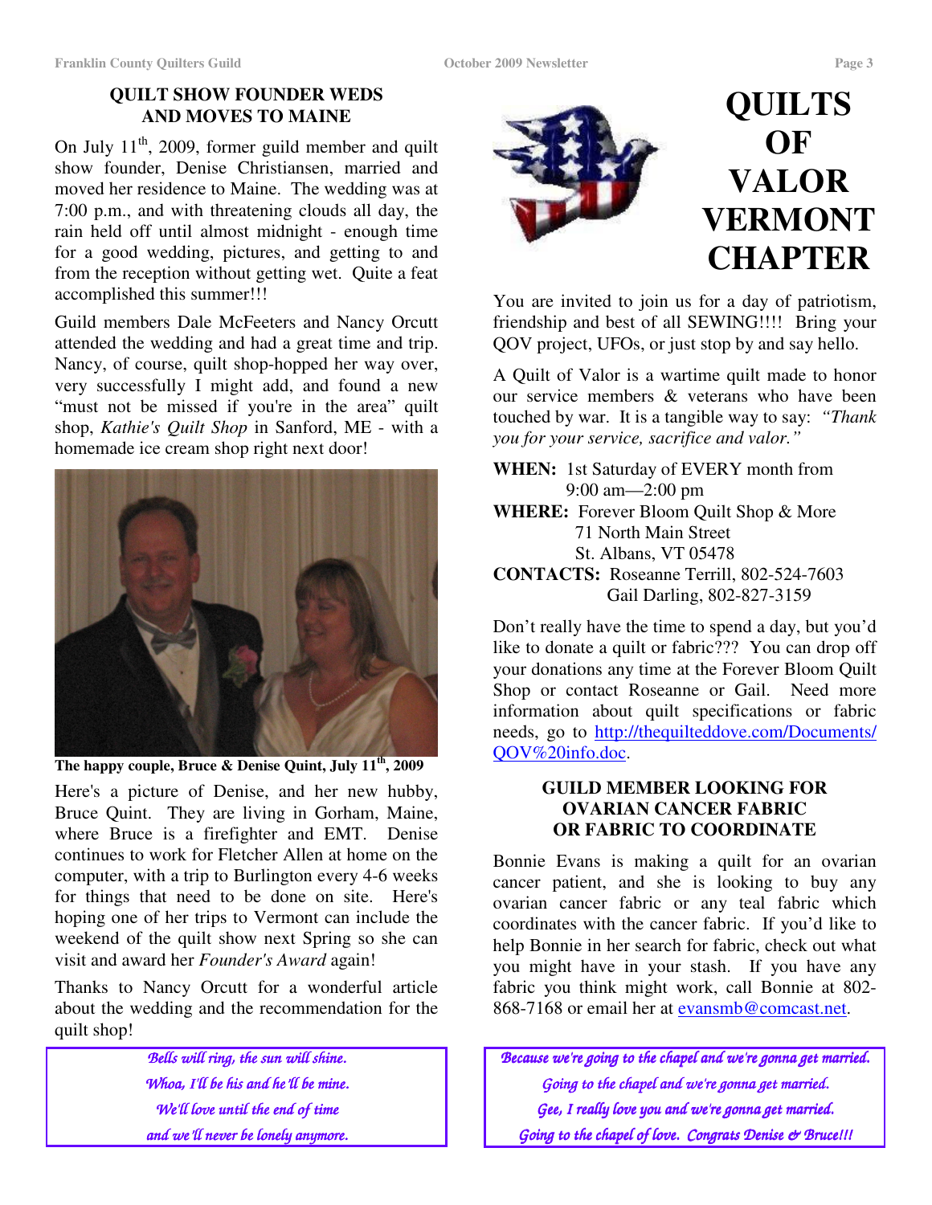## QUILT SHOW FOUNDER WEDS AND MOVES TO MAINE

On July 11th, 2009, former guild member and quilt show founder, Denise Christiansen, married and moved her residence to Maine. The wedding was at 7:00 p.m., and with threatening clouds all day, the rain held off until almost midnight - enough time for a good wedding, pictures, and getting to and from the reception without getting wet. Quite a feat accomplished this summer!!!

Guild members Dale McFeeters and Nancy Orcutt attended the wedding and had a great time and trip. Nancy, of course, quilt shop-hopped her way over, very successfully I might add, and found a new "must not be missed if you're in the area" quilt shop, *Kathie's Quilt Shop* in Sanford, ME - with a homemade ice cream shop right next door!

**The happy couple, Bruce & Denise Quint, July 11th, 2009**

Here's a picture of Denise, and her new hubby, Bruce Quint. They are living in Gorham, Maine, where Bruce is a firefighter and EMT. Denise continues to work for Fletcher Allen at home on the computer, with a trip to Burlington every 4-6 weeks for things that need to be done on site. Here's hoping one of her trips to Vermont can include the weekend of the quilt show next Spring so she can visit and award her *Founder's Award* again!

Thanks to Nancy Orcutt for a wonderful article about the wedding and the recommendation for the quilt shop!

*Bells will ring, the sun will shine.*
*Whoa, I'll be his and he'll be mine.*
*We'll love until the end of time*
*and we'll never be lonely anymore.*

# QUILTS OF VALOR VERMONT CHAPTER

You are invited to join us for a day of patriotism, friendship and best of all SEWING!!!! Bring your QOV project, UFOs, or just stop by and say hello.

A Quilt of Valor is a wartime quilt made to honor our service members & veterans who have been touched by war. It is a tangible way to say: *"Thank you for your service, sacrifice and valor."*

**WHEN:** 1st Saturday of EVERY month from 9:00 am—2:00 pm

**WHERE:** Forever Bloom Quilt Shop & More
71 North Main Street
St. Albans, VT 05478

**CONTACTS:** Roseanne Terrill, 802-524-7603
Gail Darling, 802-827-3159

Don't really have the time to spend a day, but you'd like to donate a quilt or fabric??? You can drop off your donations any time at the Forever Bloom Quilt Shop or contact Roseanne or Gail. Need more information about quilt specifications or fabric needs, go to http://thequilteddove.com/Documents/QOV%20info.doc.

## GUILD MEMBER LOOKING FOR OVARIAN CANCER FABRIC OR FABRIC TO COORDINATE

Bonnie Evans is making a quilt for an ovarian cancer patient, and she is looking to buy any ovarian cancer fabric or any teal fabric which coordinates with the cancer fabric. If you'd like to help Bonnie in her search for fabric, check out what you might have in your stash. If you have any fabric you think might work, call Bonnie at 802-868-7168 or email her at evansmb@comcast.net.

*Because we're going to the chapel and we're gonna get married.*
*Going to the chapel and we're gonna get married.*
*Gee, I really love you and we're gonna get married.*
*Going to the chapel of love. Congrats Denise & Bruce!!!*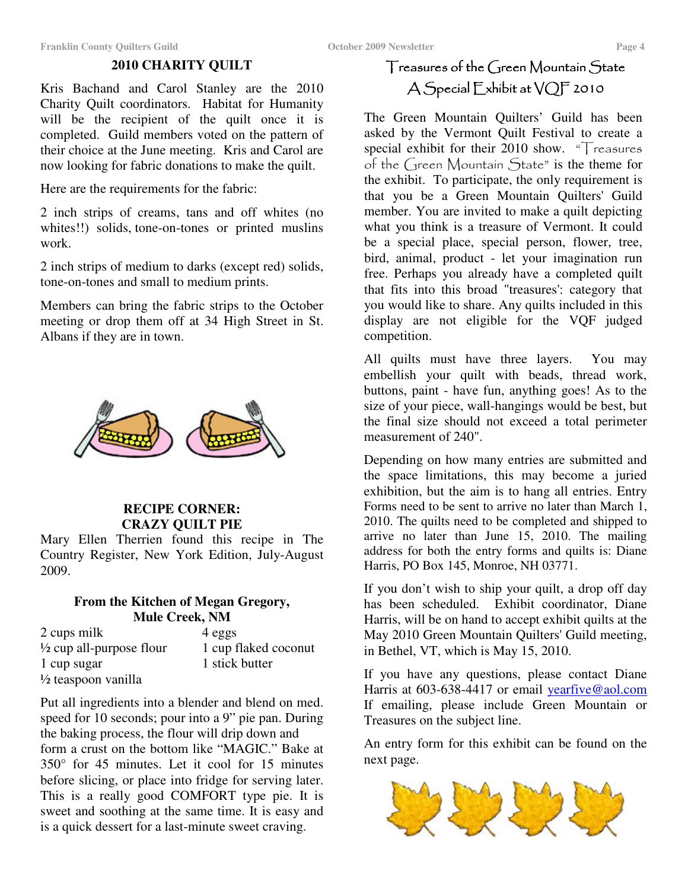## 2010 CHARITY QUILT

Kris Bachand and Carol Stanley are the 2010 Charity Quilt coordinators. Habitat for Humanity will be the recipient of the quilt once it is completed. Guild members voted on the pattern of their choice at the June meeting. Kris and Carol are now looking for fabric donations to make the quilt.

Here are the requirements for the fabric:

2 inch strips of creams, tans and off whites (no whites!!) solids, tone-on-tones or printed muslins work.

2 inch strips of medium to darks (except red) solids, tone-on-tones and small to medium prints.

Members can bring the fabric strips to the October meeting or drop them off at 34 High Street in St. Albans if they are in town.

## RECIPE CORNER: CRAZY QUILT PIE

Mary Ellen Therrien found this recipe in The Country Register, New York Edition, July-August 2009.

**From the Kitchen of Megan Gregory, Mule Creek, NM**

| | |
|---|---|
| 2 cups milk | 4 eggs |
| ½ cup all-purpose flour | 1 cup flaked coconut |
| 1 cup sugar | 1 stick butter |
| ½ teaspoon vanilla | |

Put all ingredients into a blender and blend on med. speed for 10 seconds; pour into a 9" pie pan. During the baking process, the flour will drip down and form a crust on the bottom like "MAGIC." Bake at 350° for 45 minutes. Let it cool for 15 minutes before slicing, or place into fridge for serving later. This is a really good COMFORT type pie. It is sweet and soothing at the same time. It is easy and is a quick dessert for a last-minute sweet craving.

## Treasures of the Green Mountain State
## A Special Exhibit at VQF 2010

The Green Mountain Quilters' Guild has been asked by the Vermont Quilt Festival to create a special exhibit for their 2010 show. "Treasures of the Green Mountain State" is the theme for the exhibit. To participate, the only requirement is that you be a Green Mountain Quilters' Guild member. You are invited to make a quilt depicting what you think is a treasure of Vermont. It could be a special place, special person, flower, tree, bird, animal, product - let your imagination run free. Perhaps you already have a completed quilt that fits into this broad "treasures': category that you would like to share. Any quilts included in this display are not eligible for the VQF judged competition.

All quilts must have three layers. You may embellish your quilt with beads, thread work, buttons, paint - have fun, anything goes! As to the size of your piece, wall-hangings would be best, but the final size should not exceed a total perimeter measurement of 240".

Depending on how many entries are submitted and the space limitations, this may become a juried exhibition, but the aim is to hang all entries. Entry Forms need to be sent to arrive no later than March 1, 2010. The quilts need to be completed and shipped to arrive no later than June 15, 2010. The mailing address for both the entry forms and quilts is: Diane Harris, PO Box 145, Monroe, NH 03771.

If you don't wish to ship your quilt, a drop off day has been scheduled. Exhibit coordinator, Diane Harris, will be on hand to accept exhibit quilts at the May 2010 Green Mountain Quilters' Guild meeting, in Bethel, VT, which is May 15, 2010.

If you have any questions, please contact Diane Harris at 603-638-4417 or email yearfive@aol.com If emailing, please include Green Mountain or Treasures on the subject line.

An entry form for this exhibit can be found on the next page.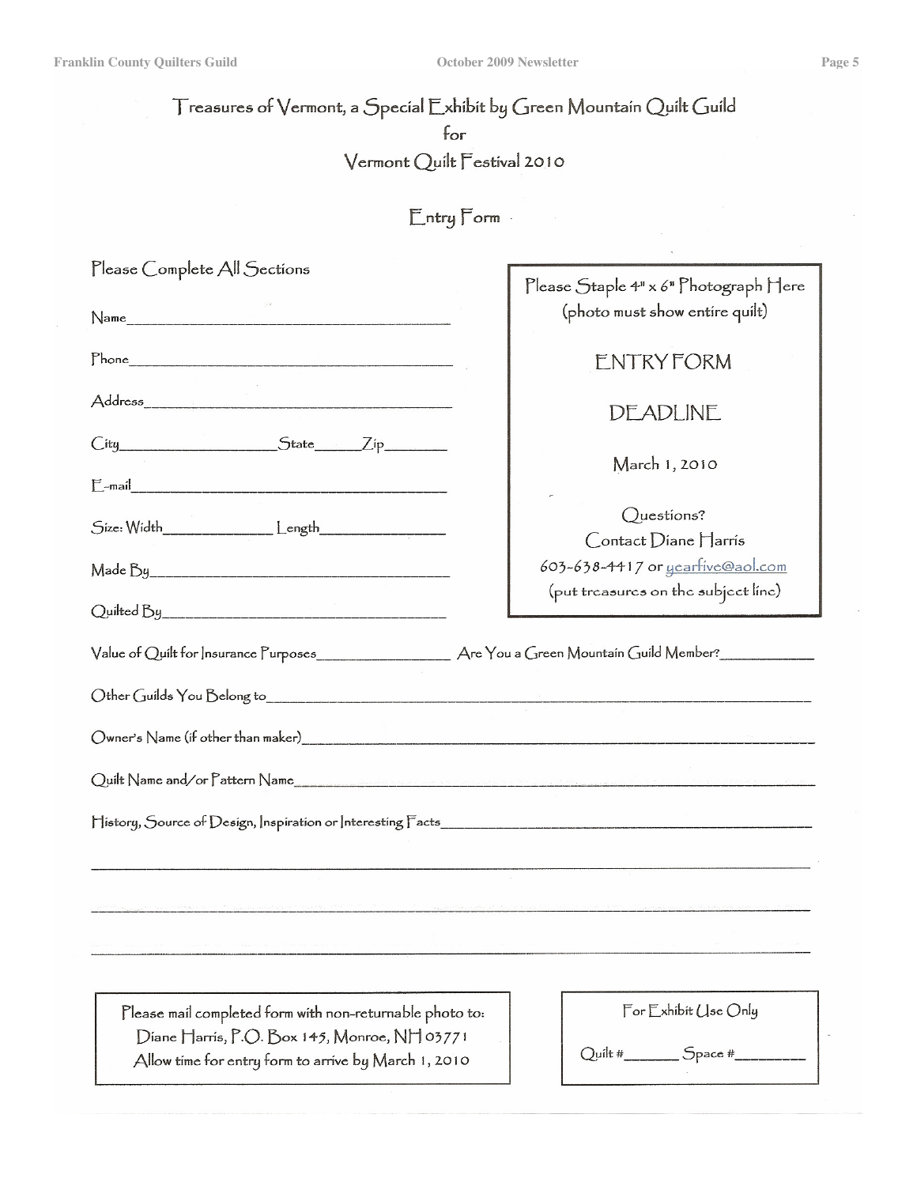# Treasures of Vermont, a Special Exhibit by Green Mountain Quilt Guild

for

## Vermont Quilt Festival 2010

### Entry Form

Please Complete All Sections

Name_______________________________________

Phone_______________________________________

Address_______________________________________

City__________________ State______ Zip________

E-mail_______________________________________

Size: Width_____________ Length_______________

Made By_______________________________________

Quilted By_______________________________________

Please Staple 4" x 6" Photograph Here
(photo must show entire quilt)

ENTRY FORM

DEADLINE

March 1, 2010

Questions?
Contact Diane Harris
603-638-4417 or yearfive@aol.com
(put treasures on the subject line)

Value of Quilt for Insurance Purposes________________ Are You a Green Mountain Guild Member?___________

Other Guilds You Belong to_______________________________________________________________

Owner's Name (if other than maker)_________________________________________________________

Quilt Name and/or Pattern Name____________________________________________________________

History, Source of Design, Inspiration or Interesting Facts_______________________________________

_____________________________________________________________________________________

_____________________________________________________________________________________

_____________________________________________________________________________________

Please mail completed form with non-returnable photo to:
Diane Harris, P.O. Box 145, Monroe, NH 03771
Allow time for entry form to arrive by March 1, 2010

For Exhibit Use Only

Quilt #_______ Space #_________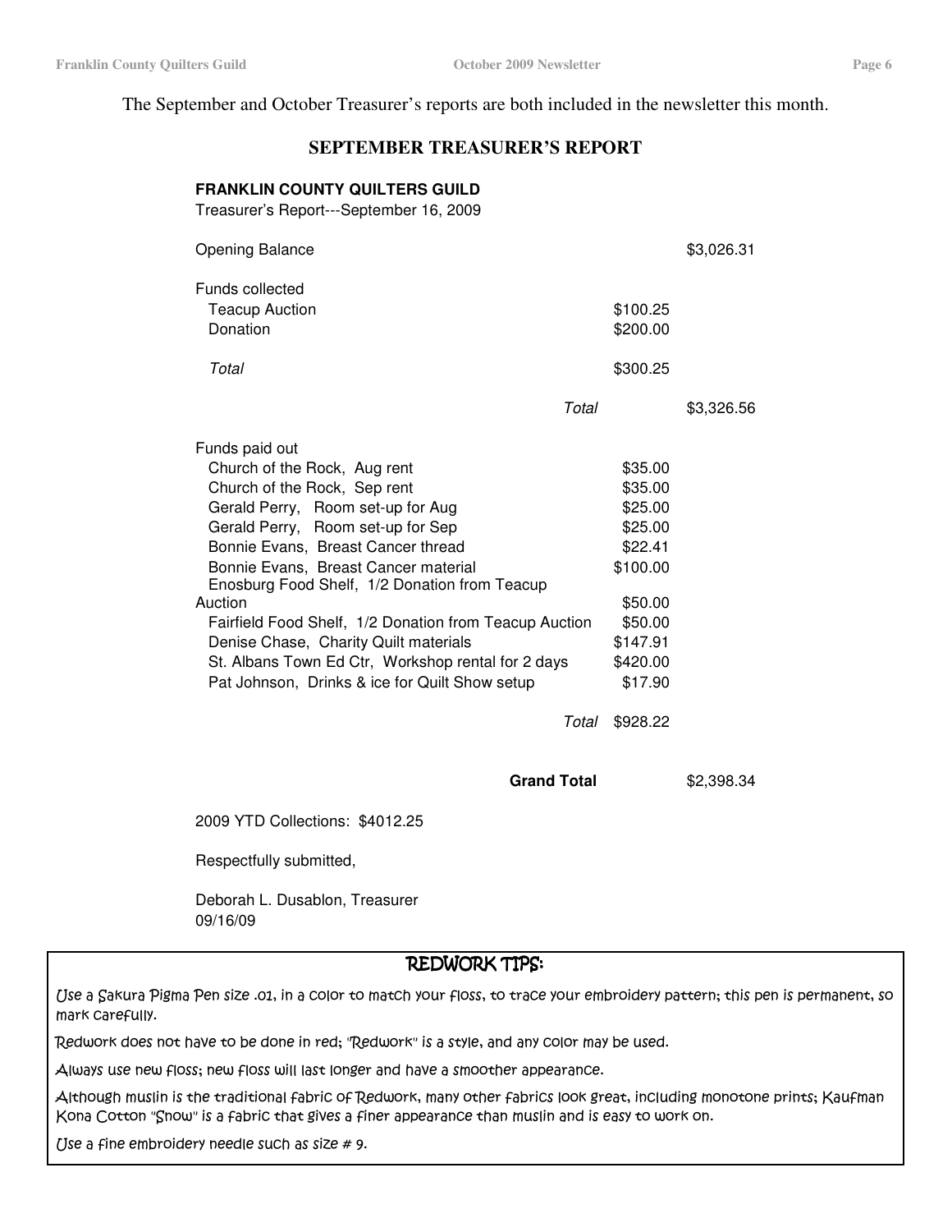The September and October Treasurer's reports are both included in the newsletter this month.

## SEPTEMBER TREASURER'S REPORT

**FRANKLIN COUNTY QUILTERS GUILD**
Treasurer's Report---September 16, 2009

| | | |
|---|---|---|
| Opening Balance | | $3,026.31 |
| Funds collected | | |
| Teacup Auction | $100.25 | |
| Donation | $200.00 | |
| *Total* | $300.25 | |
| *Total* | | $3,326.56 |
| Funds paid out | | |
| Church of the Rock, Aug rent | $35.00 | |
| Church of the Rock, Sep rent | $35.00 | |
| Gerald Perry, Room set-up for Aug | $25.00 | |
| Gerald Perry, Room set-up for Sep | $25.00 | |
| Bonnie Evans, Breast Cancer thread | $22.41 | |
| Bonnie Evans, Breast Cancer material | $100.00 | |
| Enosburg Food Shelf, 1/2 Donation from Teacup Auction | $50.00 | |
| Fairfield Food Shelf, 1/2 Donation from Teacup Auction | $50.00 | |
| Denise Chase, Charity Quilt materials | $147.91 | |
| St. Albans Town Ed Ctr, Workshop rental for 2 days | $420.00 | |
| Pat Johnson, Drinks & ice for Quilt Show setup | $17.90 | |
| *Total* | $928.22 | |
| **Grand Total** | | $2,398.34 |

2009 YTD Collections: $4012.25

Respectfully submitted,

Deborah L. Dusablon, Treasurer
09/16/09

## REDWORK TIPS:

*Use a Sakura Pigma Pen size .01, in a color to match your floss, to trace your embroidery pattern; this pen is permanent, so mark carefully.*

*Redwork does not have to be done in red; "Redwork" is a style, and any color may be used.*

*Always use new floss; new floss will last longer and have a smoother appearance.*

*Although muslin is the traditional fabric of Redwork, many other fabrics look great, including monotone prints; Kaufman Kona Cotton "Snow" is a fabric that gives a finer appearance than muslin and is easy to work on.*

*Use a fine embroidery needle such as size # 9.*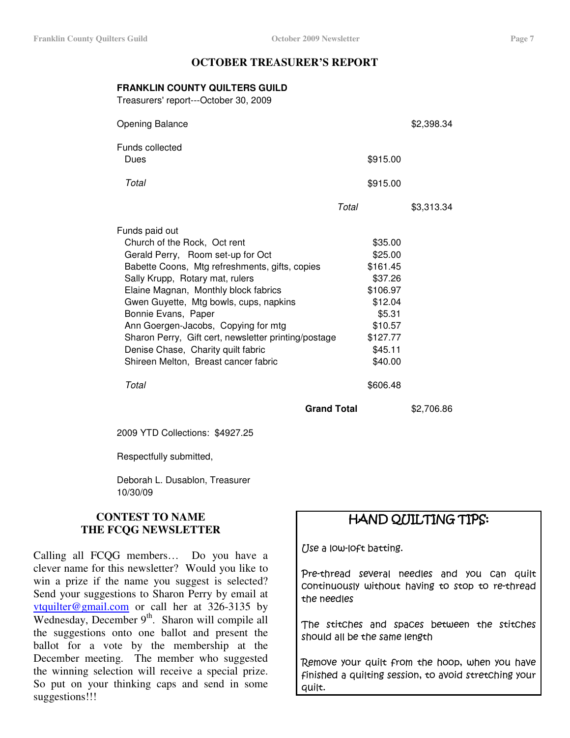# OCTOBER TREASURER'S REPORT

**FRANKLIN COUNTY QUILTERS GUILD**
Treasurers' report---October 30, 2009

| | | |
|---|---|---|
| Opening Balance | | $2,398.34 |
| Funds collected | | |
| Dues | $915.00 | |
| *Total* | $915.00 | |
| *Total* | | $3,313.34 |
| Funds paid out | | |
| Church of the Rock, Oct rent | $35.00 | |
| Gerald Perry, Room set-up for Oct | $25.00 | |
| Babette Coons, Mtg refreshments, gifts, copies | $161.45 | |
| Sally Krupp, Rotary mat, rulers | $37.26 | |
| Elaine Magnan, Monthly block fabrics | $106.97 | |
| Gwen Guyette, Mtg bowls, cups, napkins | $12.04 | |
| Bonnie Evans, Paper | $5.31 | |
| Ann Goergen-Jacobs, Copying for mtg | $10.57 | |
| Sharon Perry, Gift cert, newsletter printing/postage | $127.77 | |
| Denise Chase, Charity quilt fabric | $45.11 | |
| Shireen Melton, Breast cancer fabric | $40.00 | |
| *Total* | $606.48 | |
| **Grand Total** | | $2,706.86 |

2009 YTD Collections: $4927.25

Respectfully submitted,

Deborah L. Dusablon, Treasurer
10/30/09

## CONTEST TO NAME THE FCQG NEWSLETTER

Calling all FCQG members… Do you have a clever name for this newsletter? Would you like to win a prize if the name you suggest is selected? Send your suggestions to Sharon Perry by email at vtquilter@gmail.com or call her at 326-3135 by Wednesday, December 9th. Sharon will compile all the suggestions onto one ballot and present the ballot for a vote by the membership at the December meeting. The member who suggested the winning selection will receive a special prize. So put on your thinking caps and send in some suggestions!!!

## HAND QUILTING TIPS:

Use a low-loft batting.

Pre-thread several needles and you can quilt continuously without having to stop to re-thread the needles

The stitches and spaces between the stitches should all be the same length

Remove your quilt from the hoop, when you have finished a quilting session, to avoid stretching your quilt.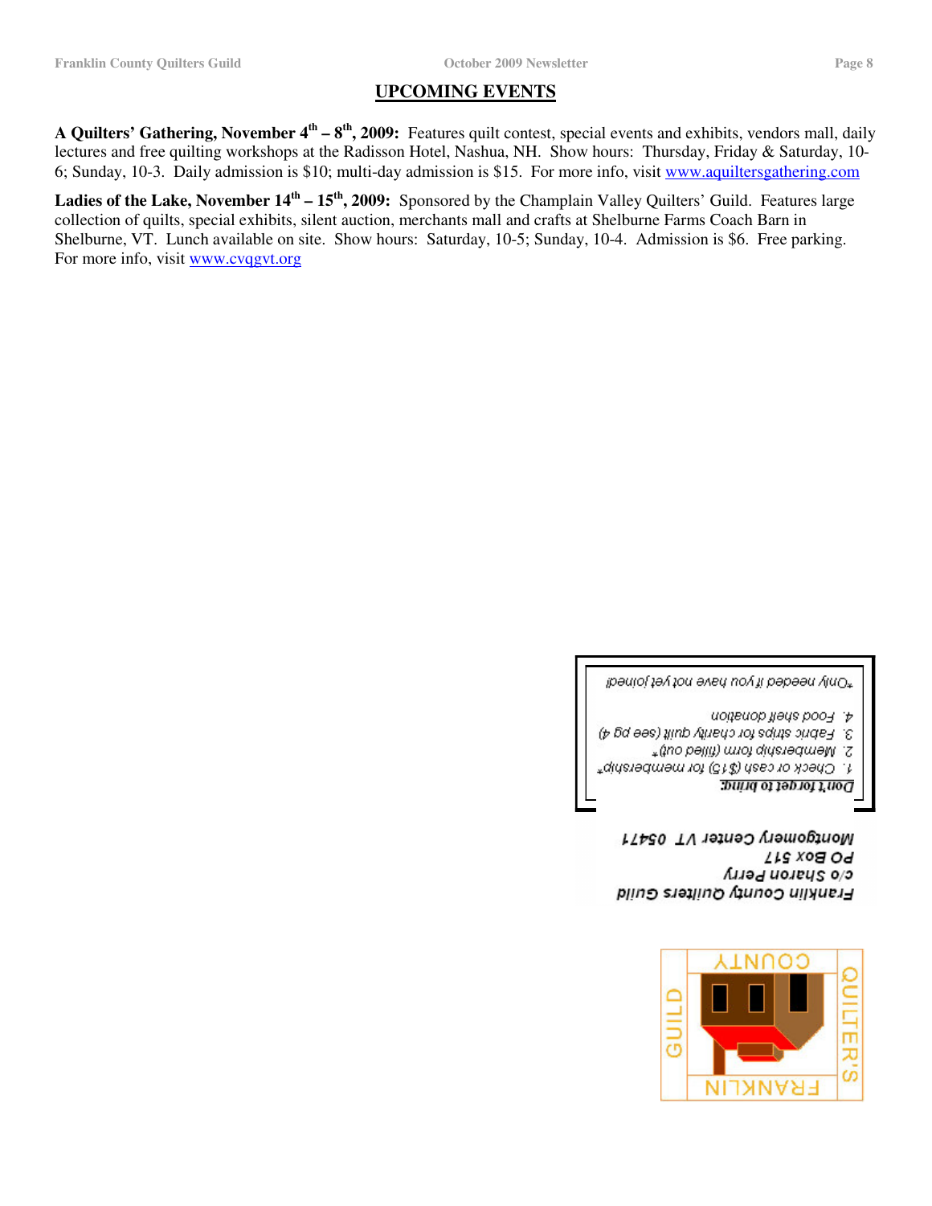# UPCOMING EVENTS

**A Quilters' Gathering, November 4th – 8th, 2009:** Features quilt contest, special events and exhibits, vendors mall, daily lectures and free quilting workshops at the Radisson Hotel, Nashua, NH. Show hours: Thursday, Friday & Saturday, 10-6; Sunday, 10-3. Daily admission is $10; multi-day admission is $15. For more info, visit www.aquiltersgathering.com

**Ladies of the Lake, November 14th – 15th, 2009:** Sponsored by the Champlain Valley Quilters' Guild. Features large collection of quilts, special exhibits, silent auction, merchants mall and crafts at Shelburne Farms Coach Barn in Shelburne, VT. Lunch available on site. Show hours: Saturday, 10-5; Sunday, 10-4. Admission is $6. Free parking. For more info, visit www.cvqgvt.org

***Don't forget to bring:***

1. Check or cash ($15) for membership*
2. Membership form (filled out)*
3. Fabric strips for charity quilt (see pg 4)
4. Food shelf donation

*Only needed if you have not yet joined

Franklin County Quilters Guild
c/o Sharon Perry
PO Box 517
Montgomery Center VT 05471

FRANKLIN COUNTY QUILTER'S GUILD